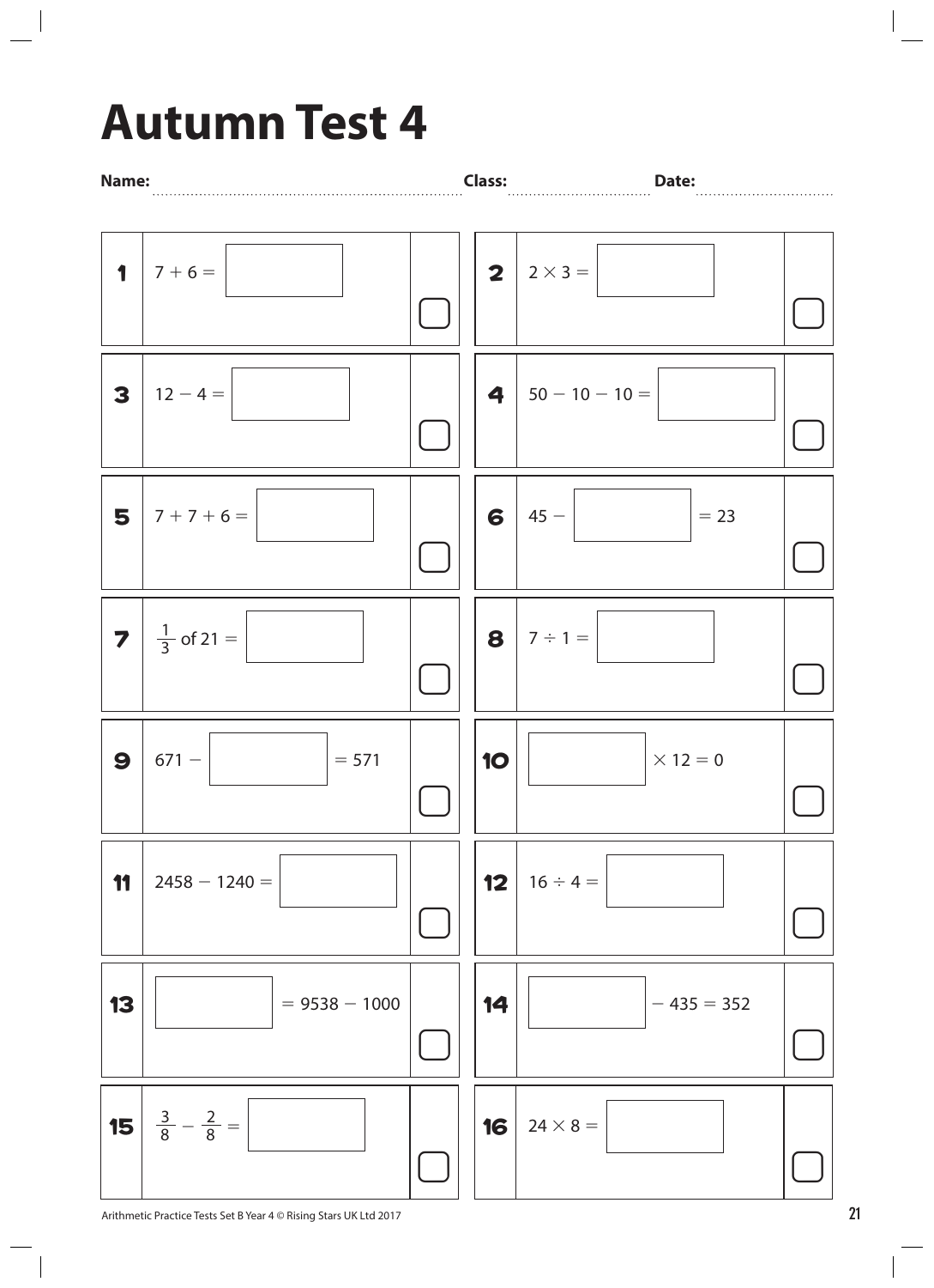# Autumn Test 4

**Name:** ............................................ **Class:** .................... **Date:** ....................

| | | | | |
|---|---|---|---|---|
| **1** | $7 + 6 = \square$ | | **2** | $2 \times 3 = \square$ |
| **3** | $12 - 4 = \square$ | | **4** | $50 - 10 - 10 = \square$ |
| **5** | $7 + 7 + 6 = \square$ | | **6** | $45 - \square = 23$ |
| **7** | $\frac{1}{3}$ of $21 = \square$ | | **8** | $7 \div 1 = \square$ |
| **9** | $671 - \square = 571$ | | **10** | $\square \times 12 = 0$ |
| **11** | $2458 - 1240 = \square$ | | **12** | $16 \div 4 = \square$ |
| **13** | $\square = 9538 - 1000$ | | **14** | $\square - 435 = 352$ |
| **15** | $\frac{3}{8} - \frac{2}{8} = \square$ | | **16** | $24 \times 8 = \square$ |

Arithmetic Practice Tests Set B Year 4 © Rising Stars UK Ltd 2017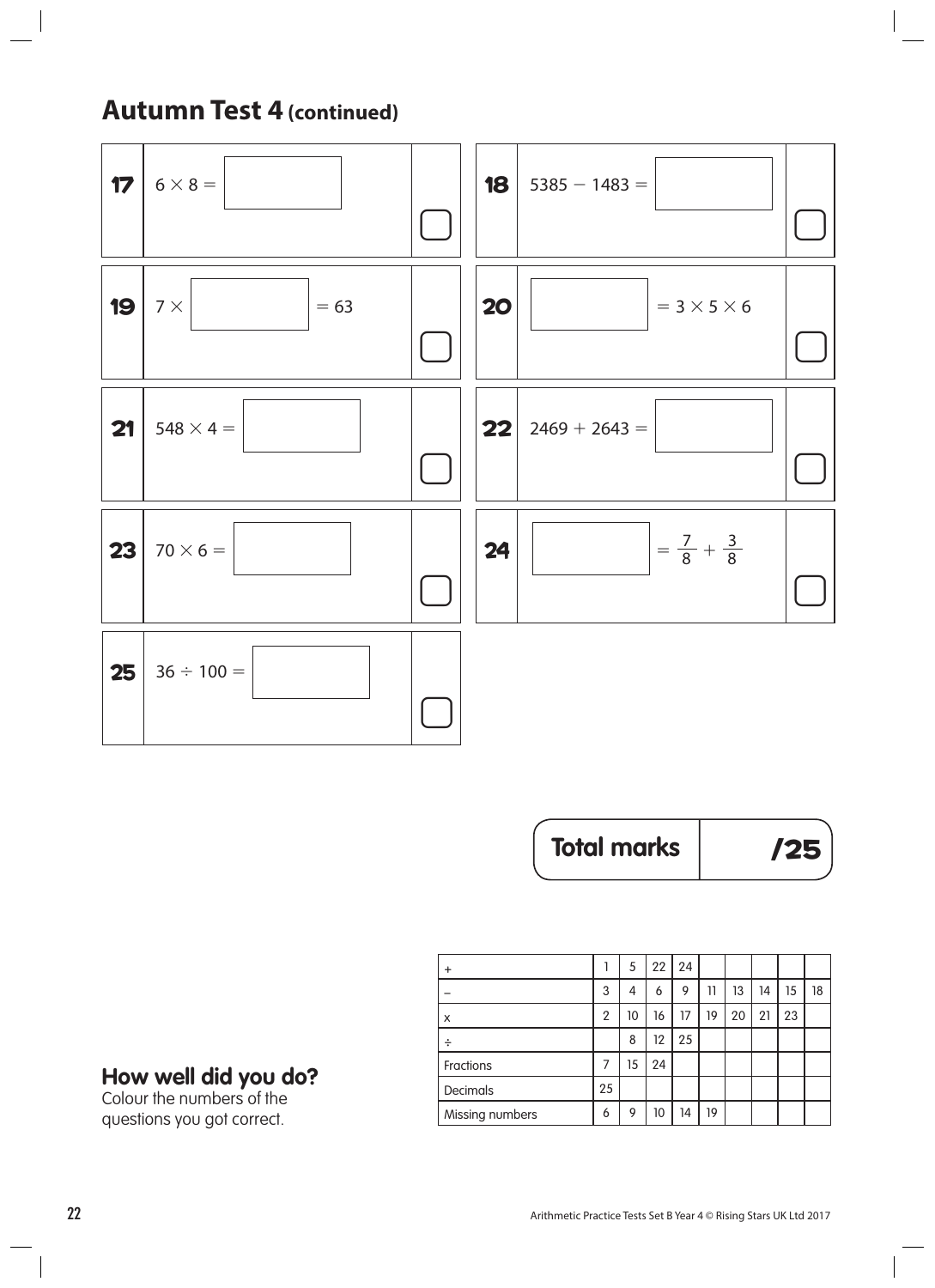## Autumn Test 4 (continued)

**17** $6 \times 8 =$ ☐

**18** $5385 - 1483 =$ ☐

**19** $7 \times$ ☐ $= 63$

**20** ☐ $= 3 \times 5 \times 6$

**21** $548 \times 4 =$ ☐

**22** $2469 + 2643 =$ ☐

**23** $70 \times 6 =$ ☐

**24** ☐ $= \frac{7}{8} + \frac{3}{8}$

**25** $36 \div 100 =$ ☐

**Total marks** /25

### How well did you do?

Colour the numbers of the questions you got correct.

| | | | | | | | | | |
|---|---|---|---|---|---|---|---|---|---|
| + | 1 | 5 | 22 | 24 | | | | | |
| − | 3 | 4 | 6 | 9 | 11 | 13 | 14 | 15 | 18 |
| x | 2 | 10 | 16 | 17 | 19 | 20 | 21 | 23 | |
| ÷ | | 8 | 12 | 25 | | | | | |
| Fractions | 7 | 15 | 24 | | | | | | |
| Decimals | 25 | | | | | | | | |
| Missing numbers | 6 | 9 | 10 | 14 | 19 | | | | |

Arithmetic Practice Tests Set B Year 4 © Rising Stars UK Ltd 2017